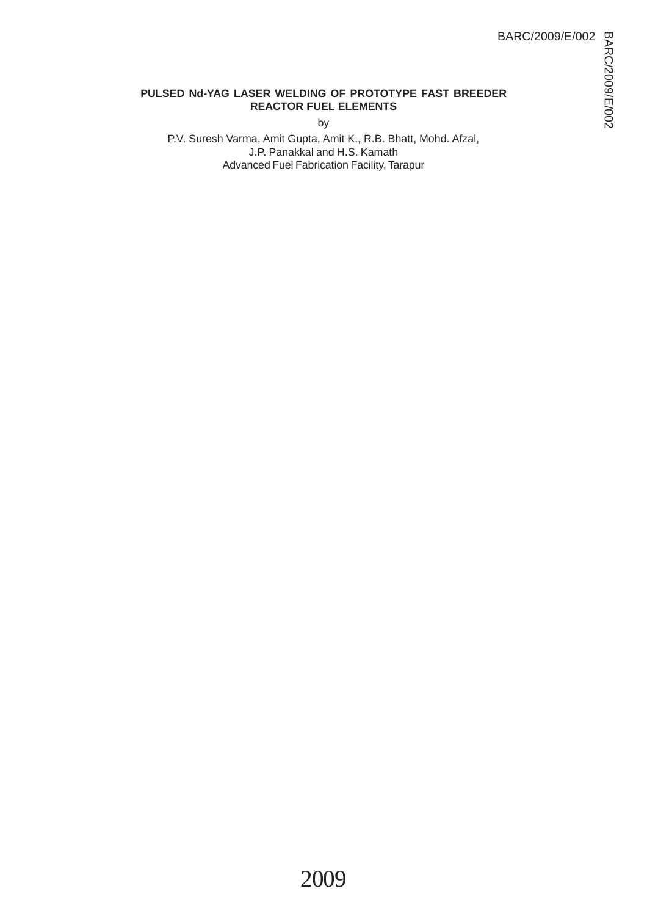BARC/2009/E/002

# PULSED Nd-YAG LASER WELDING OF PROTOTYPE FAST BREEDER REACTOR FUEL ELEMENTS

by

P.V. Suresh Varma, Amit Gupta, Amit K., R.B. Bhatt, Mohd. Afzal,
J.P. Panakkal and H.S. Kamath
Advanced Fuel Fabrication Facility, Tarapur

2009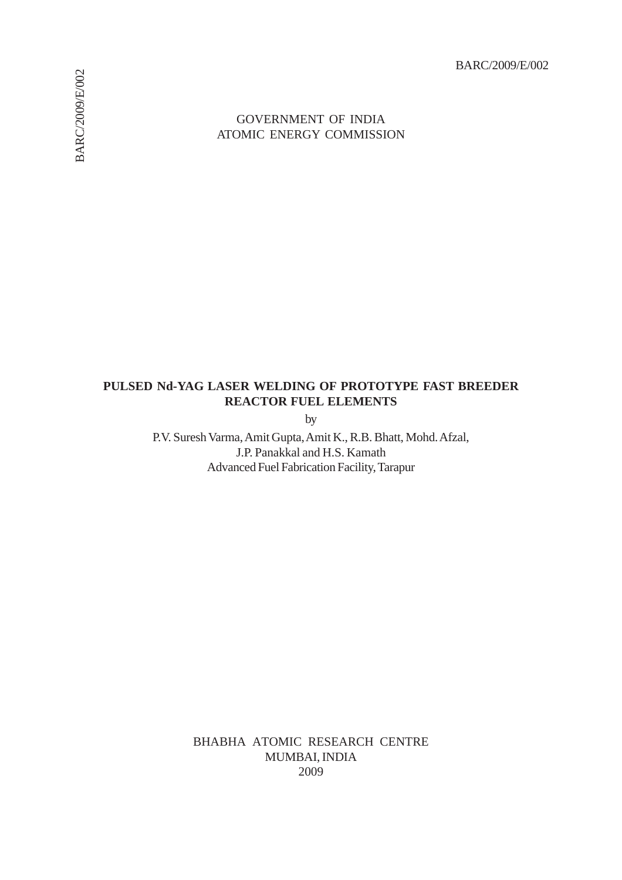BARC/2009/E/002

GOVERNMENT OF INDIA
ATOMIC ENERGY COMMISSION

# PULSED Nd-YAG LASER WELDING OF PROTOTYPE FAST BREEDER REACTOR FUEL ELEMENTS

by

P.V. Suresh Varma, Amit Gupta, Amit K., R.B. Bhatt, Mohd. Afzal,
J.P. Panakkal and H.S. Kamath
Advanced Fuel Fabrication Facility, Tarapur

BHABHA ATOMIC RESEARCH CENTRE
MUMBAI, INDIA
2009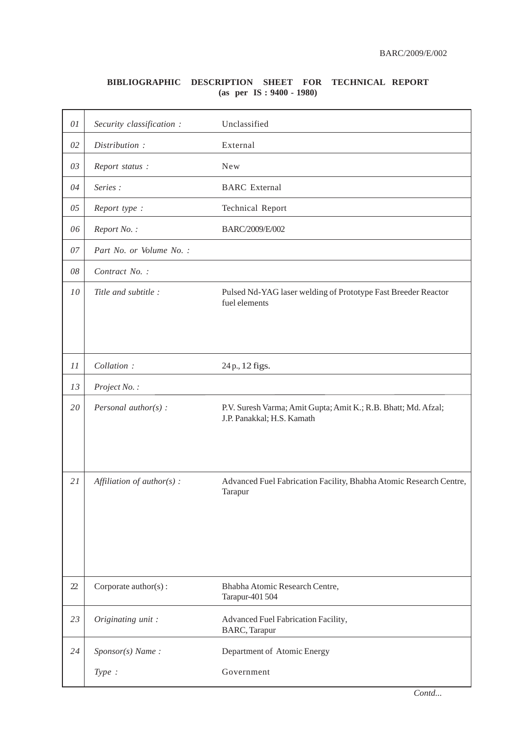**BIBLIOGRAPHIC DESCRIPTION SHEET FOR TECHNICAL REPORT**
**(as per IS : 9400 - 1980)**

| | | |
|---|---|---|
| 01 | *Security classification :* | Unclassified |
| 02 | *Distribution :* | External |
| 03 | *Report status :* | New |
| 04 | *Series :* | BARC External |
| 05 | *Report type :* | Technical Report |
| 06 | *Report No. :* | BARC/2009/E/002 |
| 07 | *Part No. or Volume No. :* | |
| 08 | *Contract No. :* | |
| 10 | *Title and subtitle :* | Pulsed Nd-YAG laser welding of Prototype Fast Breeder Reactor fuel elements |
| 11 | *Collation :* | 24 p., 12 figs. |
| 13 | *Project No. :* | |
| 20 | *Personal author(s) :* | P.V. Suresh Varma; Amit Gupta; Amit K.; R.B. Bhatt; Md. Afzal; J.P. Panakkal; H.S. Kamath |
| 21 | *Affiliation of author(s) :* | Advanced Fuel Fabrication Facility, Bhabha Atomic Research Centre, Tarapur |
| 22 | Corporate author(s) : | Bhabha Atomic Research Centre, Tarapur-401 504 |
| 23 | *Originating unit :* | Advanced Fuel Fabrication Facility, BARC, Tarapur |
| 24 | *Sponsor(s) Name :* | Department of Atomic Energy |
| | *Type :* | Government |

*Contd...*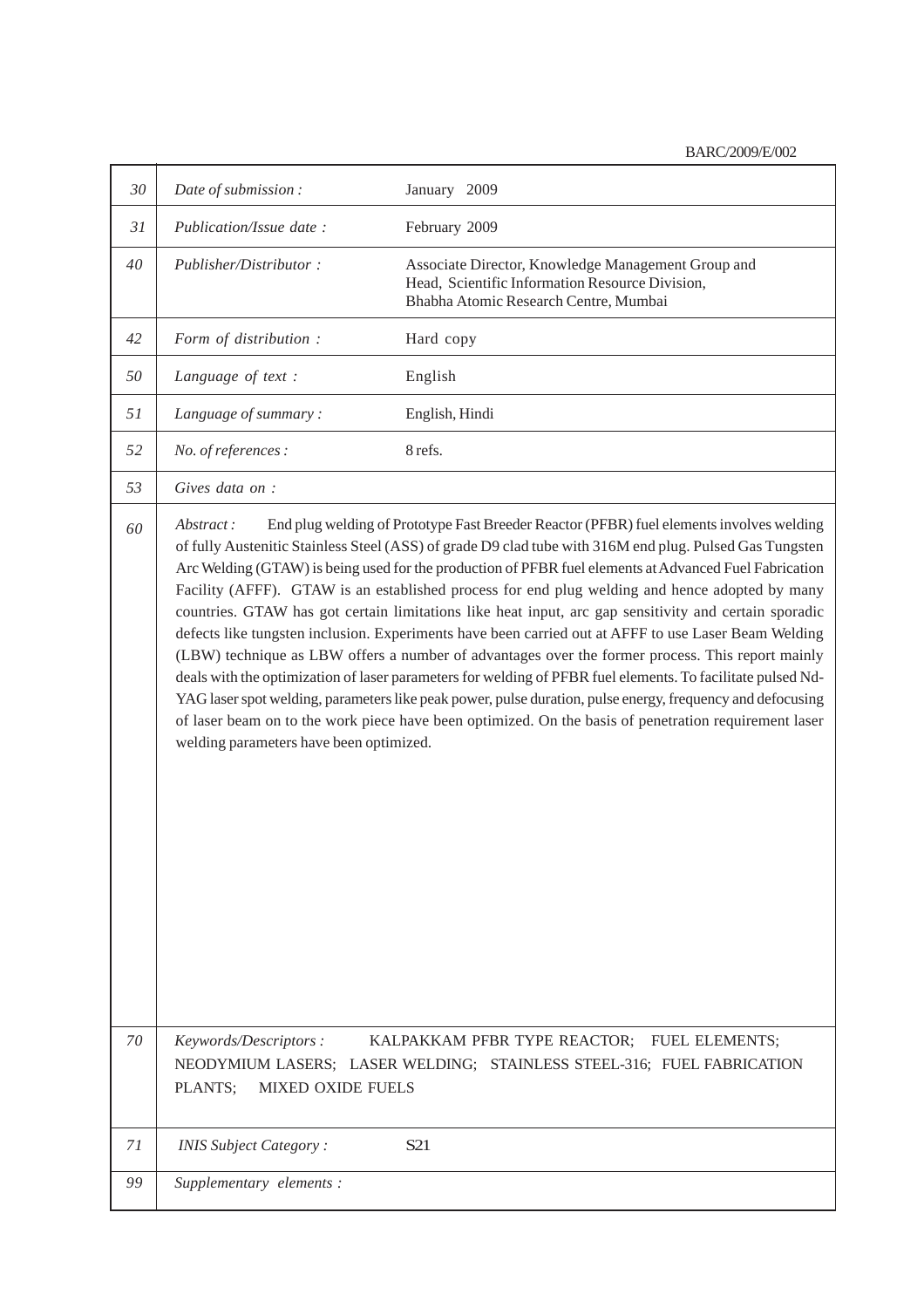| | | |
|---|---|---|
| 30 | *Date of submission :* | January 2009 |
| 31 | *Publication/Issue date :* | February 2009 |
| 40 | *Publisher/Distributor :* | Associate Director, Knowledge Management Group and Head, Scientific Information Resource Division, Bhabha Atomic Research Centre, Mumbai |
| 42 | *Form of distribution :* | Hard copy |
| 50 | *Language of text :* | English |
| 51 | *Language of summary :* | English, Hindi |
| 52 | *No. of references :* | 8 refs. |
| 53 | *Gives data on :* | |
| 60 | *Abstract :* End plug welding of Prototype Fast Breeder Reactor (PFBR) fuel elements involves welding of fully Austenitic Stainless Steel (ASS) of grade D9 clad tube with 316M end plug. Pulsed Gas Tungsten Arc Welding (GTAW) is being used for the production of PFBR fuel elements at Advanced Fuel Fabrication Facility (AFFF). GTAW is an established process for end plug welding and hence adopted by many countries. GTAW has got certain limitations like heat input, arc gap sensitivity and certain sporadic defects like tungsten inclusion. Experiments have been carried out at AFFF to use Laser Beam Welding (LBW) technique as LBW offers a number of advantages over the former process. This report mainly deals with the optimization of laser parameters for welding of PFBR fuel elements. To facilitate pulsed Nd-YAG laser spot welding, parameters like peak power, pulse duration, pulse energy, frequency and defocusing of laser beam on to the work piece have been optimized. On the basis of penetration requirement laser welding parameters have been optimized. | | |
| 70 | *Keywords/Descriptors :* KALPAKKAM PFBR TYPE REACTOR; FUEL ELEMENTS; NEODYMIUM LASERS; LASER WELDING; STAINLESS STEEL-316; FUEL FABRICATION PLANTS; MIXED OXIDE FUELS | | |
| 71 | *INIS Subject Category :* | S21 |
| 99 | *Supplementary elements :* | |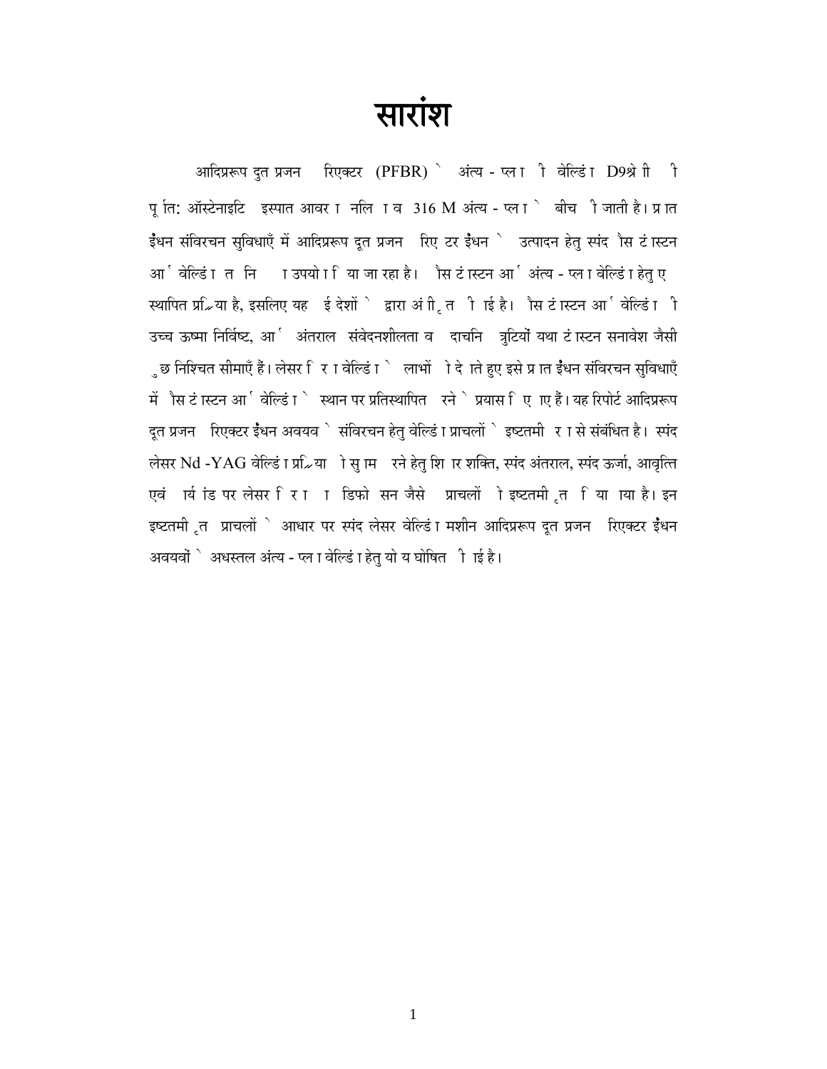# सारांश

आदिप्ररूप दुत प्रजन  रिएक्टर (PFBR) े अंत्य - प्ल ा ी वेल्डिं ा D9श्रे ाी ी पू ात: ऑस्टेनाइटि इस्पात आवर ा नलि ा व 316 M अंत्य - प्ल ा े बीच ी जाती है। प्र ात ईंधन संविरचन सुविधाएँ में आदिप्ररूप दूत प्रजन  रिए टर ईंधन े उत्पादन हेतु स्पंद ैस टं ास्टन आ ् वेल्डिं ा त नि  ा उपयो ा ि या जा रहा है। ैस टं ास्टन आ ् अंत्य - प्ल ा वेल्डिं ा हेतु ए स्थापित प्र ि्या है, इसलिए यह  ई देशों े द्वारा अं ी ृत  ी ाई है। ैस टं ास्टन आ ् वेल्डिं ा ी उच्च ऊष्मा निर्विष्ट, आ ् अंतराल संवेदनशीलता व  दाचनि  त्रुटियों यथा टं ास्टन सनावेश जैसी ु छ निश्चित सीमाएँ हैं। लेसर ि र ा वेल्डिं ा े लाभों  ो दे ाते हुए इसे प्र ात ईंधन संविरचन सुविधाएँ में ैस टं ास्टन आ ् वेल्डिं ा े स्थान पर प्रतिस्थापित  रने े प्रयास ि ए ाए हैं। यह रिपोर्ट आदिप्ररूप दूत प्रजन  रिएक्टर ईंधन अवयव े संविरचन हेतु वेल्डिं ा प्राचलों े इष्टतमी  र ा से संबंधित है। स्पंद लेसर Nd -YAG वेल्डिं ा प्र ि्या  ो सु ाम  रने हेतु शि ार शक्ति, स्पंद अंतराल, स्पंद ऊर्जा, आवृत्ति एवं  ार्य ांड पर लेसर ि र ा  ा डिफो  सन जैसे  प्राचलों  ो इष्टतमी ृत  ि या  ाया है। इन इष्टतमी ृत  प्राचलों े आधार पर स्पंद लेसर वेल्डिं ा मशीन आदिप्ररूप दूत प्रजन  रिएक्टर ईंधन अवयवों े अधस्तल अंत्य - प्ल ा वेल्डिं ा हेतु यो य घोषित  ी ाई है।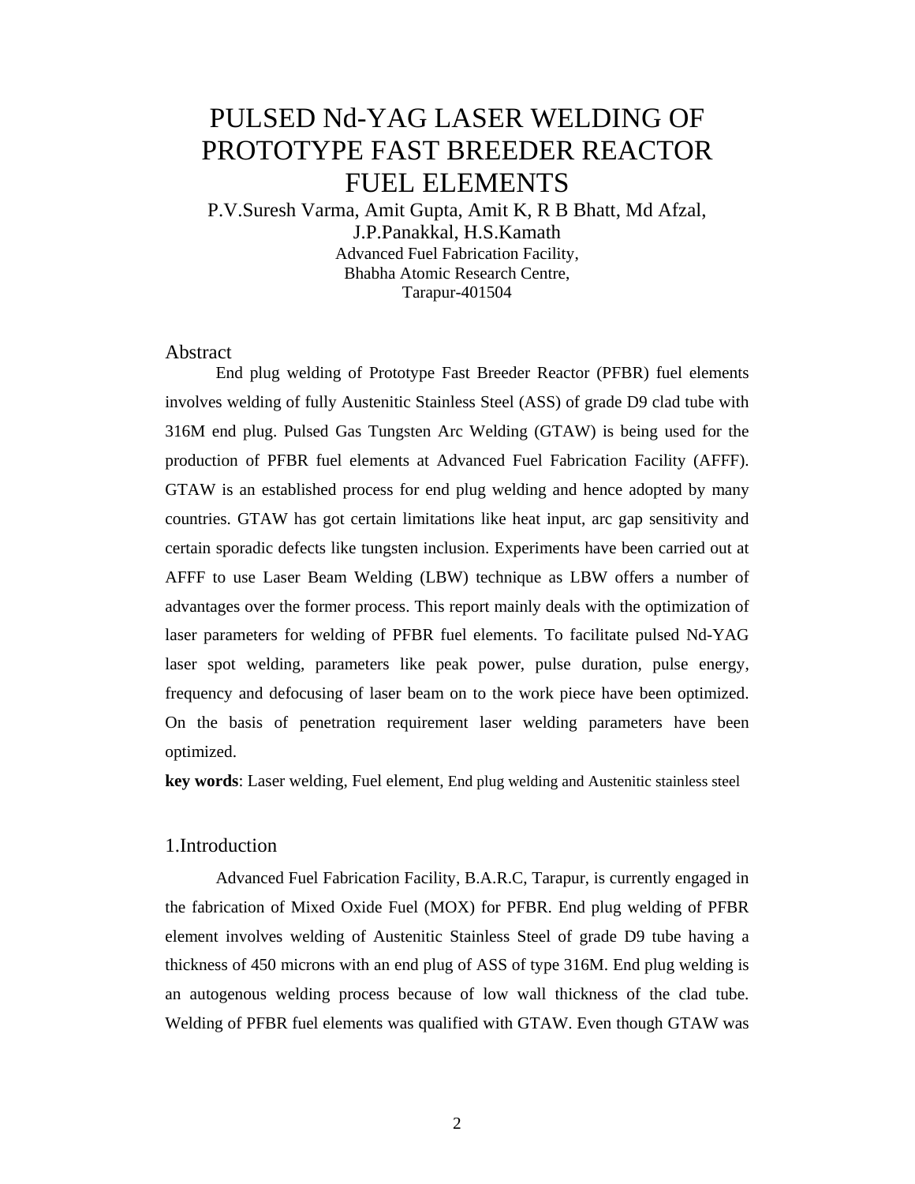# PULSED Nd-YAG LASER WELDING OF PROTOTYPE FAST BREEDER REACTOR FUEL ELEMENTS

P.V.Suresh Varma, Amit Gupta, Amit K, R B Bhatt, Md Afzal, J.P.Panakkal, H.S.Kamath

Advanced Fuel Fabrication Facility,
Bhabha Atomic Research Centre,
Tarapur-401504

## Abstract

End plug welding of Prototype Fast Breeder Reactor (PFBR) fuel elements involves welding of fully Austenitic Stainless Steel (ASS) of grade D9 clad tube with 316M end plug. Pulsed Gas Tungsten Arc Welding (GTAW) is being used for the production of PFBR fuel elements at Advanced Fuel Fabrication Facility (AFFF). GTAW is an established process for end plug welding and hence adopted by many countries. GTAW has got certain limitations like heat input, arc gap sensitivity and certain sporadic defects like tungsten inclusion. Experiments have been carried out at AFFF to use Laser Beam Welding (LBW) technique as LBW offers a number of advantages over the former process. This report mainly deals with the optimization of laser parameters for welding of PFBR fuel elements. To facilitate pulsed Nd-YAG laser spot welding, parameters like peak power, pulse duration, pulse energy, frequency and defocusing of laser beam on to the work piece have been optimized. On the basis of penetration requirement laser welding parameters have been optimized.

**key words**: Laser welding, Fuel element, End plug welding and Austenitic stainless steel

## 1.Introduction

Advanced Fuel Fabrication Facility, B.A.R.C, Tarapur, is currently engaged in the fabrication of Mixed Oxide Fuel (MOX) for PFBR. End plug welding of PFBR element involves welding of Austenitic Stainless Steel of grade D9 tube having a thickness of 450 microns with an end plug of ASS of type 316M. End plug welding is an autogenous welding process because of low wall thickness of the clad tube. Welding of PFBR fuel elements was qualified with GTAW. Even though GTAW was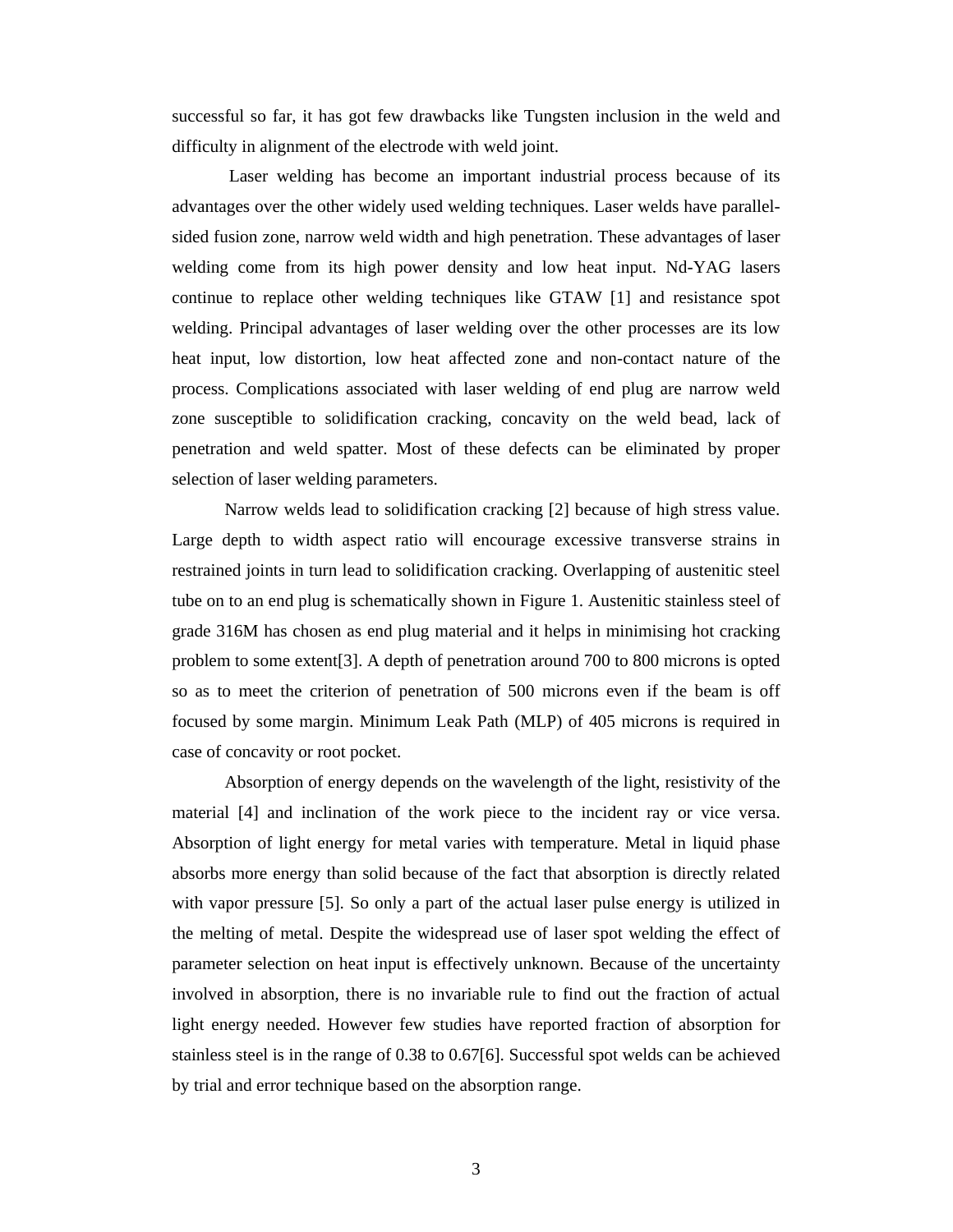successful so far, it has got few drawbacks like Tungsten inclusion in the weld and difficulty in alignment of the electrode with weld joint.

Laser welding has become an important industrial process because of its advantages over the other widely used welding techniques. Laser welds have parallel-sided fusion zone, narrow weld width and high penetration. These advantages of laser welding come from its high power density and low heat input. Nd-YAG lasers continue to replace other welding techniques like GTAW [1] and resistance spot welding. Principal advantages of laser welding over the other processes are its low heat input, low distortion, low heat affected zone and non-contact nature of the process. Complications associated with laser welding of end plug are narrow weld zone susceptible to solidification cracking, concavity on the weld bead, lack of penetration and weld spatter. Most of these defects can be eliminated by proper selection of laser welding parameters.

Narrow welds lead to solidification cracking [2] because of high stress value. Large depth to width aspect ratio will encourage excessive transverse strains in restrained joints in turn lead to solidification cracking. Overlapping of austenitic steel tube on to an end plug is schematically shown in Figure 1. Austenitic stainless steel of grade 316M has chosen as end plug material and it helps in minimising hot cracking problem to some extent[3]. A depth of penetration around 700 to 800 microns is opted so as to meet the criterion of penetration of 500 microns even if the beam is off focused by some margin. Minimum Leak Path (MLP) of 405 microns is required in case of concavity or root pocket.

Absorption of energy depends on the wavelength of the light, resistivity of the material [4] and inclination of the work piece to the incident ray or vice versa. Absorption of light energy for metal varies with temperature. Metal in liquid phase absorbs more energy than solid because of the fact that absorption is directly related with vapor pressure [5]. So only a part of the actual laser pulse energy is utilized in the melting of metal. Despite the widespread use of laser spot welding the effect of parameter selection on heat input is effectively unknown. Because of the uncertainty involved in absorption, there is no invariable rule to find out the fraction of actual light energy needed. However few studies have reported fraction of absorption for stainless steel is in the range of 0.38 to 0.67[6]. Successful spot welds can be achieved by trial and error technique based on the absorption range.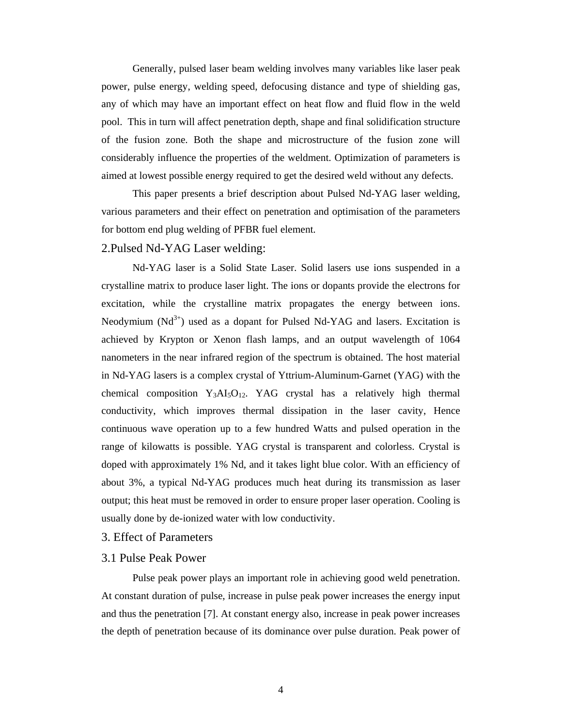Generally, pulsed laser beam welding involves many variables like laser peak power, pulse energy, welding speed, defocusing distance and type of shielding gas, any of which may have an important effect on heat flow and fluid flow in the weld pool. This in turn will affect penetration depth, shape and final solidification structure of the fusion zone. Both the shape and microstructure of the fusion zone will considerably influence the properties of the weldment. Optimization of parameters is aimed at lowest possible energy required to get the desired weld without any defects.

This paper presents a brief description about Pulsed Nd-YAG laser welding, various parameters and their effect on penetration and optimisation of the parameters for bottom end plug welding of PFBR fuel element.

## 2.Pulsed Nd-YAG Laser welding:

Nd-YAG laser is a Solid State Laser. Solid lasers use ions suspended in a crystalline matrix to produce laser light. The ions or dopants provide the electrons for excitation, while the crystalline matrix propagates the energy between ions. Neodymium ($Nd^{3+}$) used as a dopant for Pulsed Nd-YAG and lasers. Excitation is achieved by Krypton or Xenon flash lamps, and an output wavelength of 1064 nanometers in the near infrared region of the spectrum is obtained. The host material in Nd-YAG lasers is a complex crystal of Yttrium-Aluminum-Garnet (YAG) with the chemical composition $Y_3AI_5O_{12}$. YAG crystal has a relatively high thermal conductivity, which improves thermal dissipation in the laser cavity, Hence continuous wave operation up to a few hundred Watts and pulsed operation in the range of kilowatts is possible. YAG crystal is transparent and colorless. Crystal is doped with approximately 1% Nd, and it takes light blue color. With an efficiency of about 3%, a typical Nd-YAG produces much heat during its transmission as laser output; this heat must be removed in order to ensure proper laser operation. Cooling is usually done by de-ionized water with low conductivity.

## 3. Effect of Parameters

### 3.1 Pulse Peak Power

Pulse peak power plays an important role in achieving good weld penetration. At constant duration of pulse, increase in pulse peak power increases the energy input and thus the penetration [7]. At constant energy also, increase in peak power increases the depth of penetration because of its dominance over pulse duration. Peak power of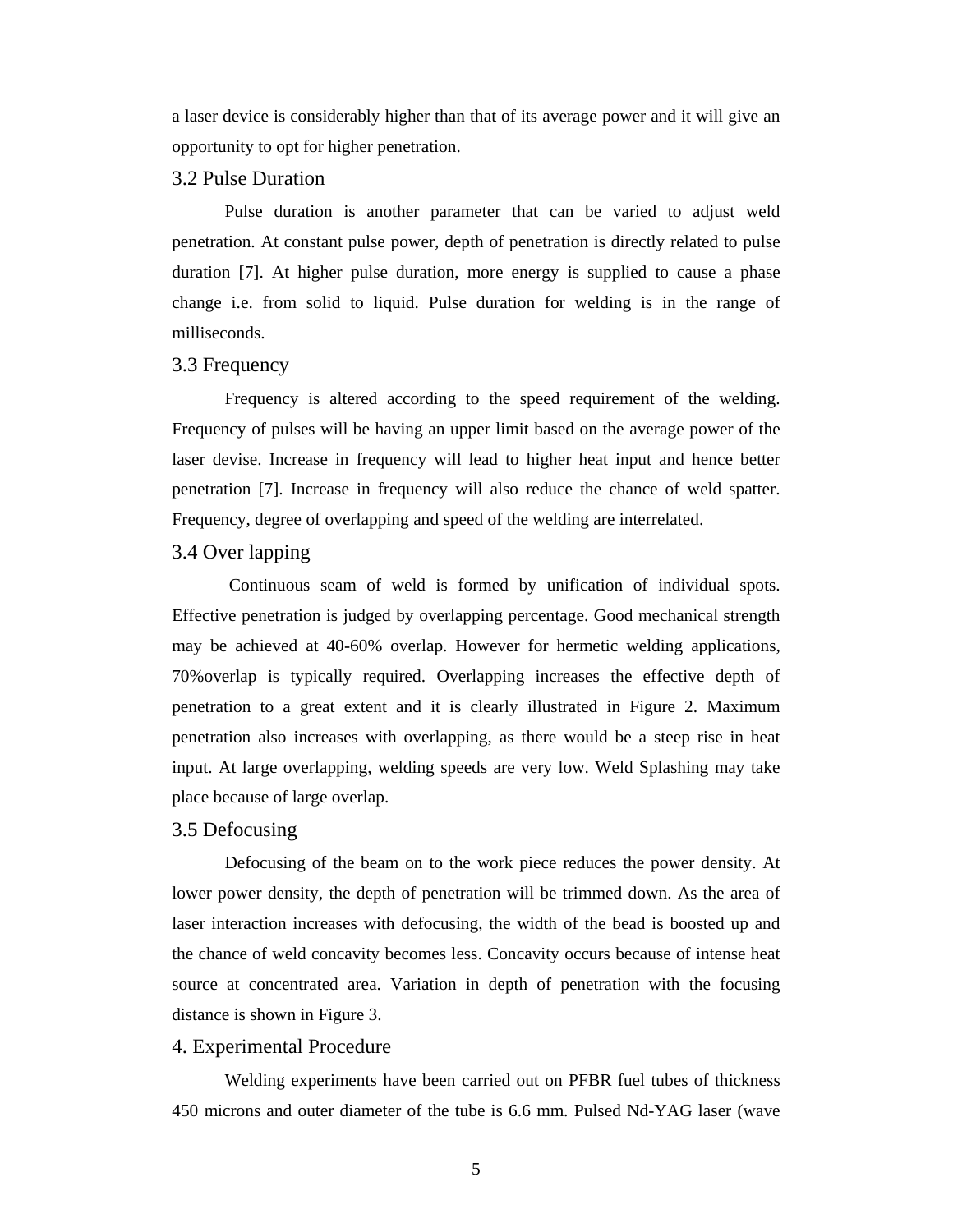a laser device is considerably higher than that of its average power and it will give an opportunity to opt for higher penetration.

### 3.2 Pulse Duration

Pulse duration is another parameter that can be varied to adjust weld penetration. At constant pulse power, depth of penetration is directly related to pulse duration [7]. At higher pulse duration, more energy is supplied to cause a phase change i.e. from solid to liquid. Pulse duration for welding is in the range of milliseconds.

### 3.3 Frequency

Frequency is altered according to the speed requirement of the welding. Frequency of pulses will be having an upper limit based on the average power of the laser devise. Increase in frequency will lead to higher heat input and hence better penetration [7]. Increase in frequency will also reduce the chance of weld spatter. Frequency, degree of overlapping and speed of the welding are interrelated.

### 3.4 Over lapping

Continuous seam of weld is formed by unification of individual spots. Effective penetration is judged by overlapping percentage. Good mechanical strength may be achieved at 40-60% overlap. However for hermetic welding applications, 70%overlap is typically required. Overlapping increases the effective depth of penetration to a great extent and it is clearly illustrated in Figure 2. Maximum penetration also increases with overlapping, as there would be a steep rise in heat input. At large overlapping, welding speeds are very low. Weld Splashing may take place because of large overlap.

### 3.5 Defocusing

Defocusing of the beam on to the work piece reduces the power density. At lower power density, the depth of penetration will be trimmed down. As the area of laser interaction increases with defocusing, the width of the bead is boosted up and the chance of weld concavity becomes less. Concavity occurs because of intense heat source at concentrated area. Variation in depth of penetration with the focusing distance is shown in Figure 3.

## 4. Experimental Procedure

Welding experiments have been carried out on PFBR fuel tubes of thickness 450 microns and outer diameter of the tube is 6.6 mm. Pulsed Nd-YAG laser (wave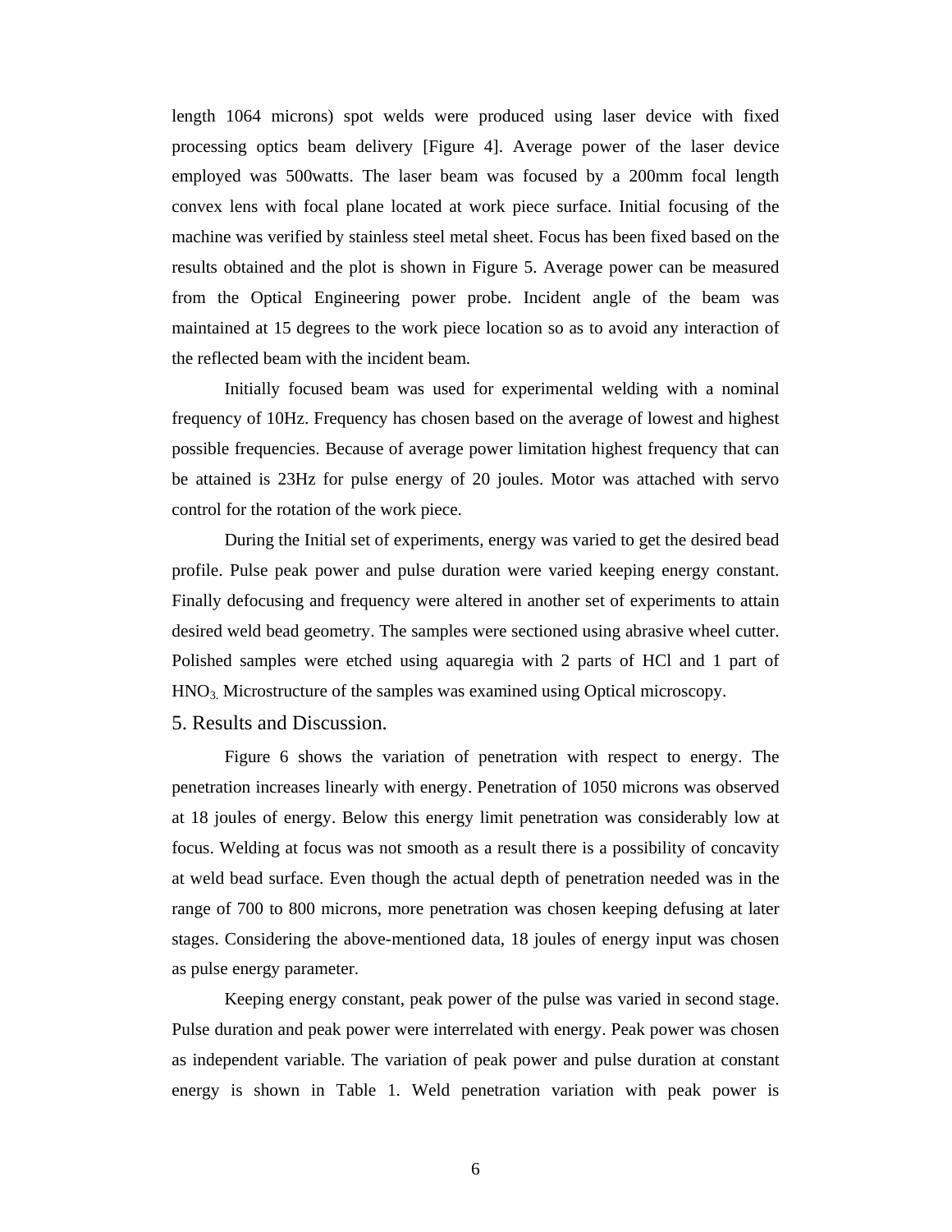length 1064 microns) spot welds were produced using laser device with fixed processing optics beam delivery [Figure 4]. Average power of the laser device employed was 500watts. The laser beam was focused by a 200mm focal length convex lens with focal plane located at work piece surface. Initial focusing of the machine was verified by stainless steel metal sheet. Focus has been fixed based on the results obtained and the plot is shown in Figure 5. Average power can be measured from the Optical Engineering power probe. Incident angle of the beam was maintained at 15 degrees to the work piece location so as to avoid any interaction of the reflected beam with the incident beam.

Initially focused beam was used for experimental welding with a nominal frequency of 10Hz. Frequency has chosen based on the average of lowest and highest possible frequencies. Because of average power limitation highest frequency that can be attained is 23Hz for pulse energy of 20 joules. Motor was attached with servo control for the rotation of the work piece.

During the Initial set of experiments, energy was varied to get the desired bead profile. Pulse peak power and pulse duration were varied keeping energy constant. Finally defocusing and frequency were altered in another set of experiments to attain desired weld bead geometry. The samples were sectioned using abrasive wheel cutter. Polished samples were etched using aquaregia with 2 parts of HCl and 1 part of $HNO_3$. Microstructure of the samples was examined using Optical microscopy.

## 5. Results and Discussion.

Figure 6 shows the variation of penetration with respect to energy. The penetration increases linearly with energy. Penetration of 1050 microns was observed at 18 joules of energy. Below this energy limit penetration was considerably low at focus. Welding at focus was not smooth as a result there is a possibility of concavity at weld bead surface. Even though the actual depth of penetration needed was in the range of 700 to 800 microns, more penetration was chosen keeping defusing at later stages. Considering the above-mentioned data, 18 joules of energy input was chosen as pulse energy parameter.

Keeping energy constant, peak power of the pulse was varied in second stage. Pulse duration and peak power were interrelated with energy. Peak power was chosen as independent variable. The variation of peak power and pulse duration at constant energy is shown in Table 1. Weld penetration variation with peak power is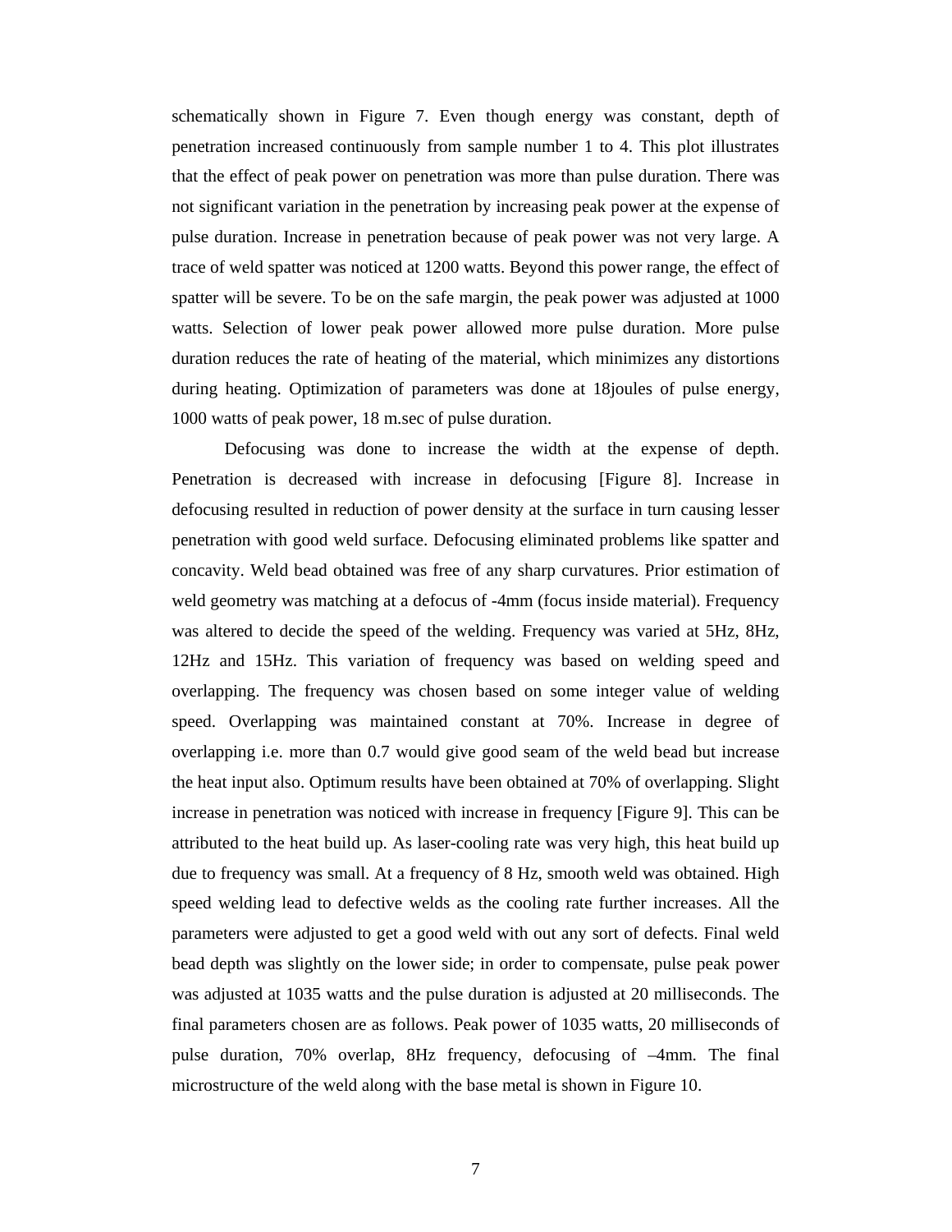schematically shown in Figure 7. Even though energy was constant, depth of penetration increased continuously from sample number 1 to 4. This plot illustrates that the effect of peak power on penetration was more than pulse duration. There was not significant variation in the penetration by increasing peak power at the expense of pulse duration. Increase in penetration because of peak power was not very large. A trace of weld spatter was noticed at 1200 watts. Beyond this power range, the effect of spatter will be severe. To be on the safe margin, the peak power was adjusted at 1000 watts. Selection of lower peak power allowed more pulse duration. More pulse duration reduces the rate of heating of the material, which minimizes any distortions during heating. Optimization of parameters was done at 18joules of pulse energy, 1000 watts of peak power, 18 m.sec of pulse duration.

Defocusing was done to increase the width at the expense of depth. Penetration is decreased with increase in defocusing [Figure 8]. Increase in defocusing resulted in reduction of power density at the surface in turn causing lesser penetration with good weld surface. Defocusing eliminated problems like spatter and concavity. Weld bead obtained was free of any sharp curvatures. Prior estimation of weld geometry was matching at a defocus of -4mm (focus inside material). Frequency was altered to decide the speed of the welding. Frequency was varied at 5Hz, 8Hz, 12Hz and 15Hz. This variation of frequency was based on welding speed and overlapping. The frequency was chosen based on some integer value of welding speed. Overlapping was maintained constant at 70%. Increase in degree of overlapping i.e. more than 0.7 would give good seam of the weld bead but increase the heat input also. Optimum results have been obtained at 70% of overlapping. Slight increase in penetration was noticed with increase in frequency [Figure 9]. This can be attributed to the heat build up. As laser-cooling rate was very high, this heat build up due to frequency was small. At a frequency of 8 Hz, smooth weld was obtained. High speed welding lead to defective welds as the cooling rate further increases. All the parameters were adjusted to get a good weld with out any sort of defects. Final weld bead depth was slightly on the lower side; in order to compensate, pulse peak power was adjusted at 1035 watts and the pulse duration is adjusted at 20 milliseconds. The final parameters chosen are as follows. Peak power of 1035 watts, 20 milliseconds of pulse duration, 70% overlap, 8Hz frequency, defocusing of –4mm. The final microstructure of the weld along with the base metal is shown in Figure 10.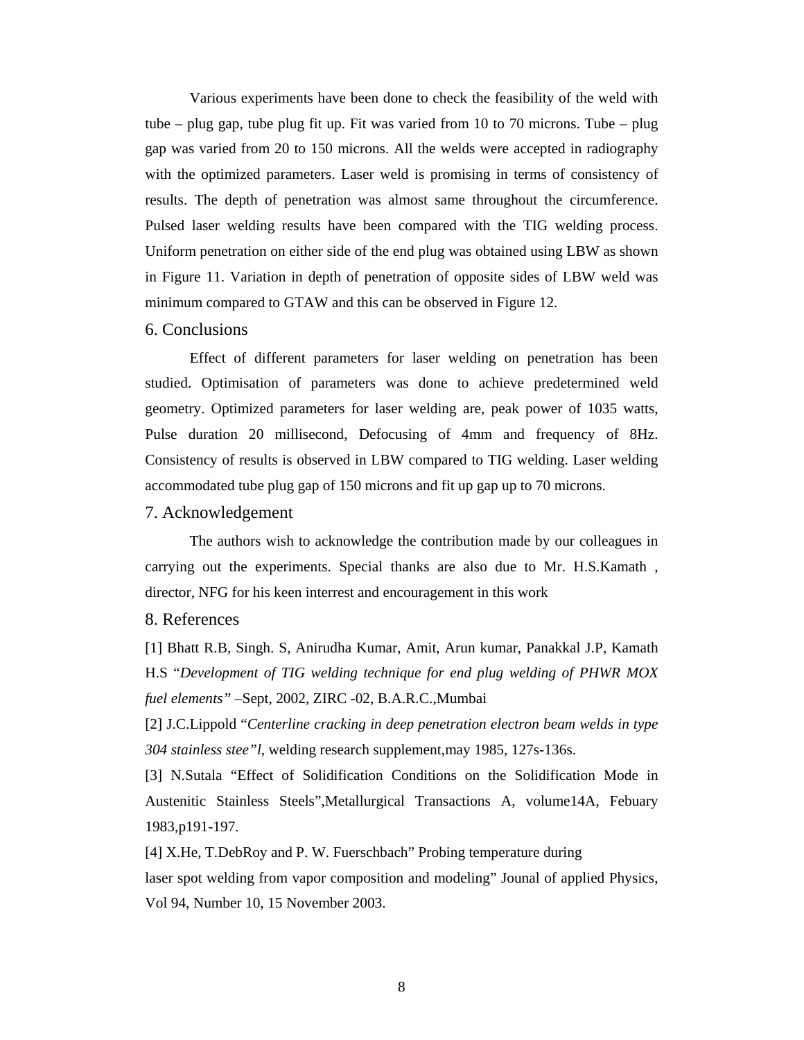Various experiments have been done to check the feasibility of the weld with tube – plug gap, tube plug fit up. Fit was varied from 10 to 70 microns. Tube – plug gap was varied from 20 to 150 microns. All the welds were accepted in radiography with the optimized parameters. Laser weld is promising in terms of consistency of results. The depth of penetration was almost same throughout the circumference. Pulsed laser welding results have been compared with the TIG welding process. Uniform penetration on either side of the end plug was obtained using LBW as shown in Figure 11. Variation in depth of penetration of opposite sides of LBW weld was minimum compared to GTAW and this can be observed in Figure 12.

## 6. Conclusions

Effect of different parameters for laser welding on penetration has been studied. Optimisation of parameters was done to achieve predetermined weld geometry. Optimized parameters for laser welding are, peak power of 1035 watts, Pulse duration 20 millisecond, Defocusing of 4mm and frequency of 8Hz. Consistency of results is observed in LBW compared to TIG welding. Laser welding accommodated tube plug gap of 150 microns and fit up gap up to 70 microns.

## 7. Acknowledgement

The authors wish to acknowledge the contribution made by our colleagues in carrying out the experiments. Special thanks are also due to Mr. H.S.Kamath , director, NFG for his keen interrest and encouragement in this work

## 8. References

[1] Bhatt R.B, Singh. S, Anirudha Kumar, Amit, Arun kumar, Panakkal J.P, Kamath H.S "*Development of TIG welding technique for end plug welding of PHWR MOX fuel elements*" –Sept, 2002, ZIRC -02, B.A.R.C.,Mumbai

[2] J.C.Lippold "*Centerline cracking in deep penetration electron beam welds in type 304 stainless stee"l*, welding research supplement,may 1985, 127s-136s.

[3] N.Sutala "Effect of Solidification Conditions on the Solidification Mode in Austenitic Stainless Steels",Metallurgical Transactions A, volume14A, Febuary 1983,p191-197.

[4] X.He, T.DebRoy and P. W. Fuerschbach" Probing temperature during laser spot welding from vapor composition and modeling" Jounal of applied Physics, Vol 94, Number 10, 15 November 2003.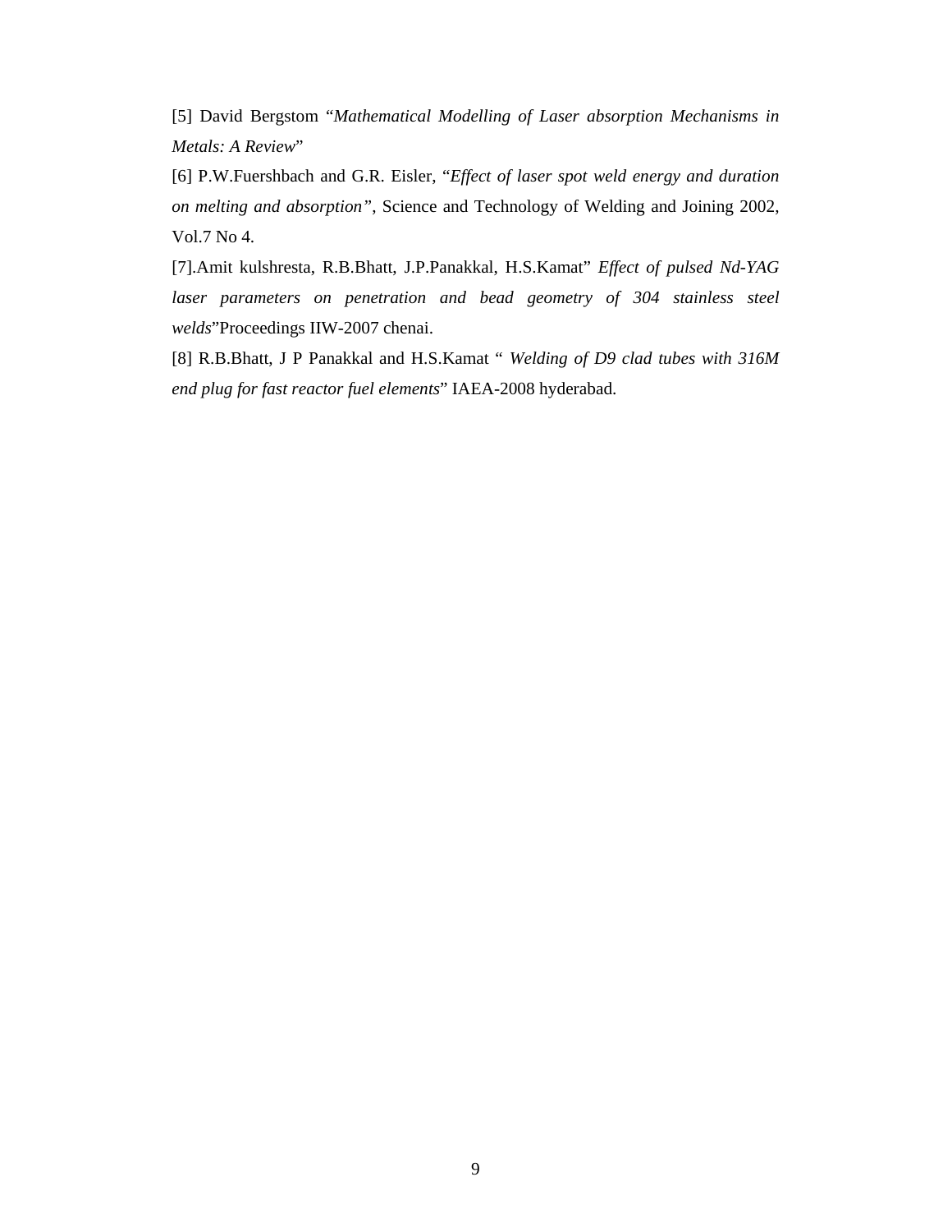[5] David Bergstom "*Mathematical Modelling of Laser absorption Mechanisms in Metals: A Review*"

[6] P.W.Fuershbach and G.R. Eisler, "*Effect of laser spot weld energy and duration on melting and absorption"*, Science and Technology of Welding and Joining 2002, Vol.7 No 4.

[7].Amit kulshresta, R.B.Bhatt, J.P.Panakkal, H.S.Kamat" *Effect of pulsed Nd-YAG laser parameters on penetration and bead geometry of 304 stainless steel welds*"Proceedings IIW-2007 chenai.

[8] R.B.Bhatt, J P Panakkal and H.S.Kamat " *Welding of D9 clad tubes with 316M end plug for fast reactor fuel elements*" IAEA-2008 hyderabad.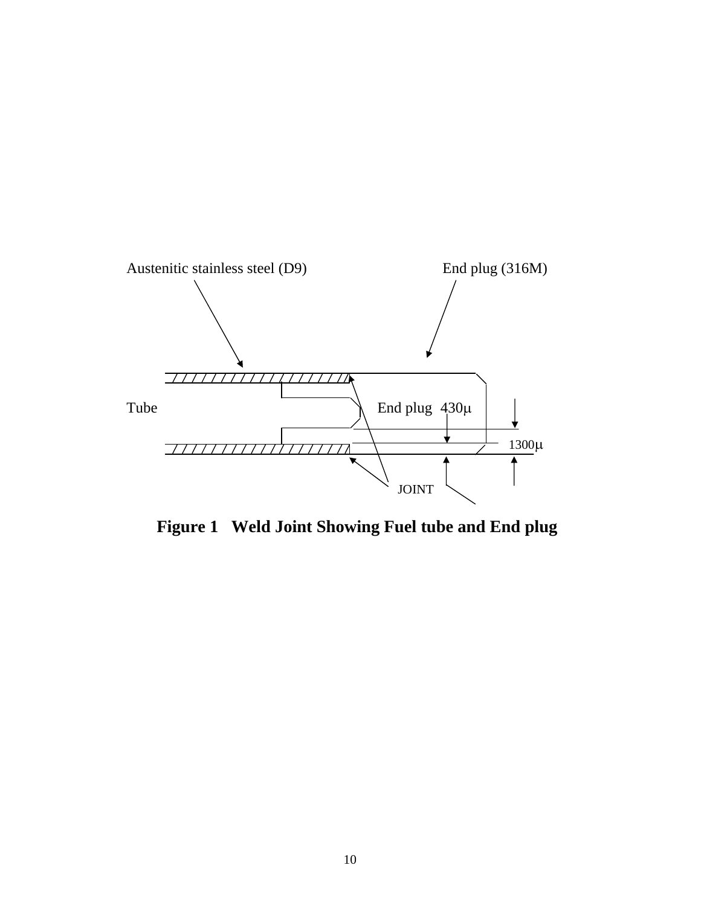Austenitic stainless steel (D9)

End plug (316M)

Tube

End plug 430μ

1300μ

JOINT

**Figure 1 Weld Joint Showing Fuel tube and End plug**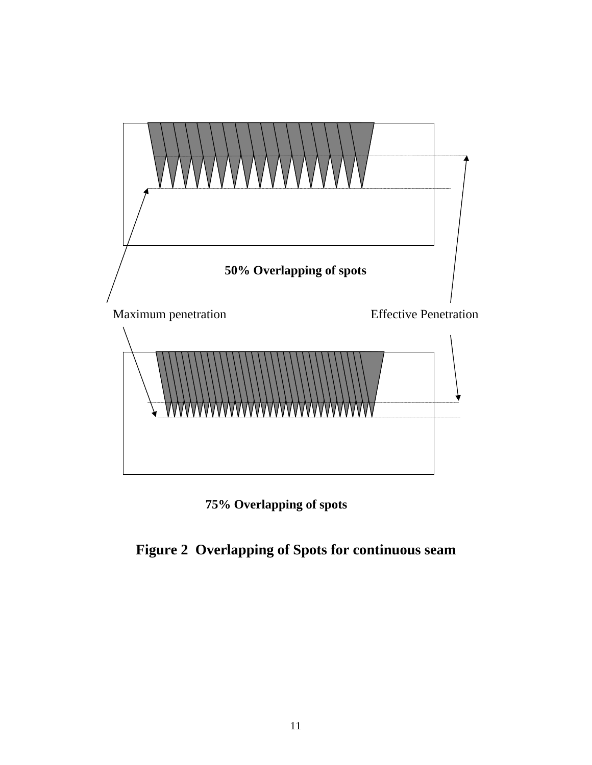50% Overlapping of spots

Maximum penetration

Effective Penetration

75% Overlapping of spots

**Figure 2 Overlapping of Spots for continuous seam**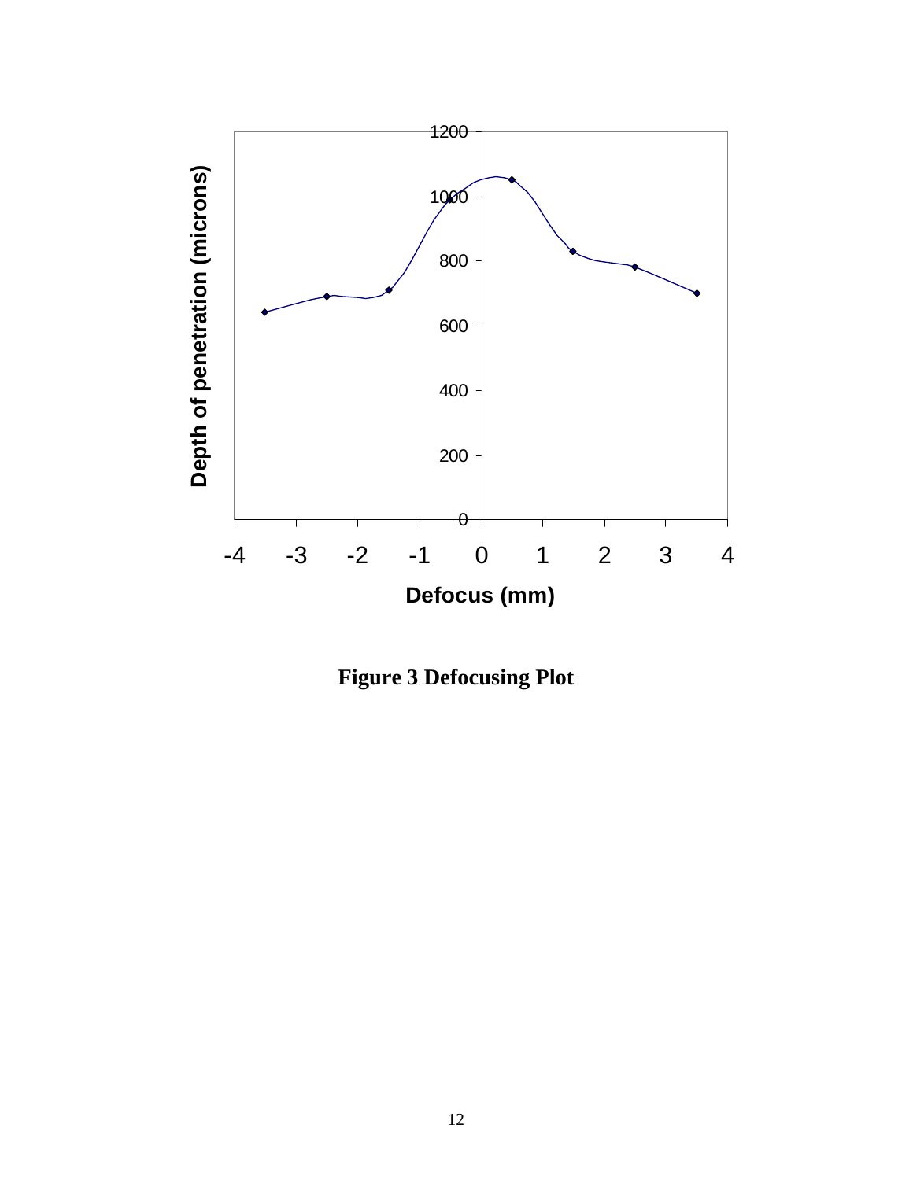**Figure 3 Defocusing Plot**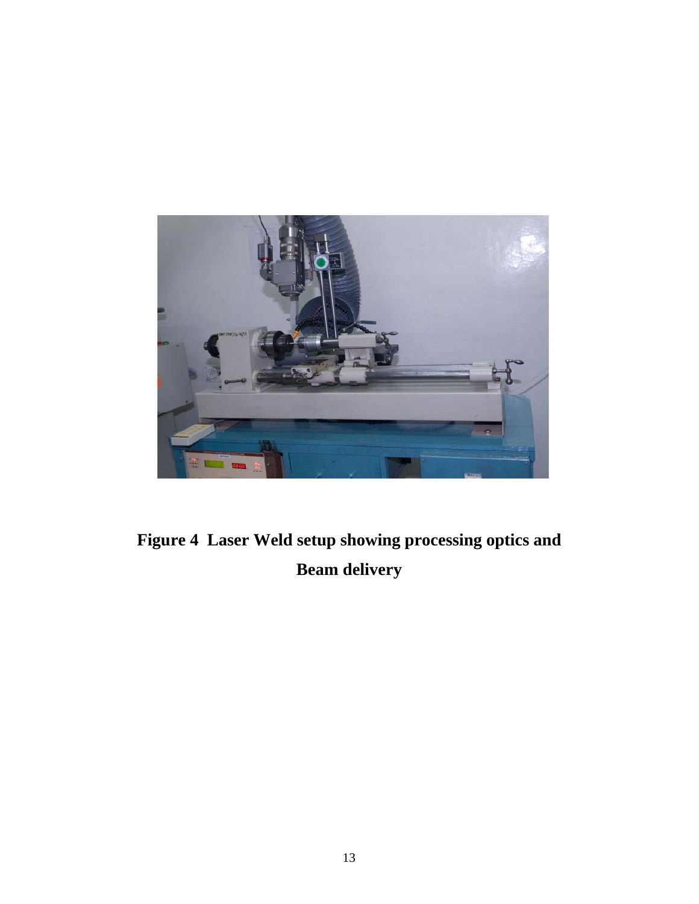**Figure 4 Laser Weld setup showing processing optics and Beam delivery**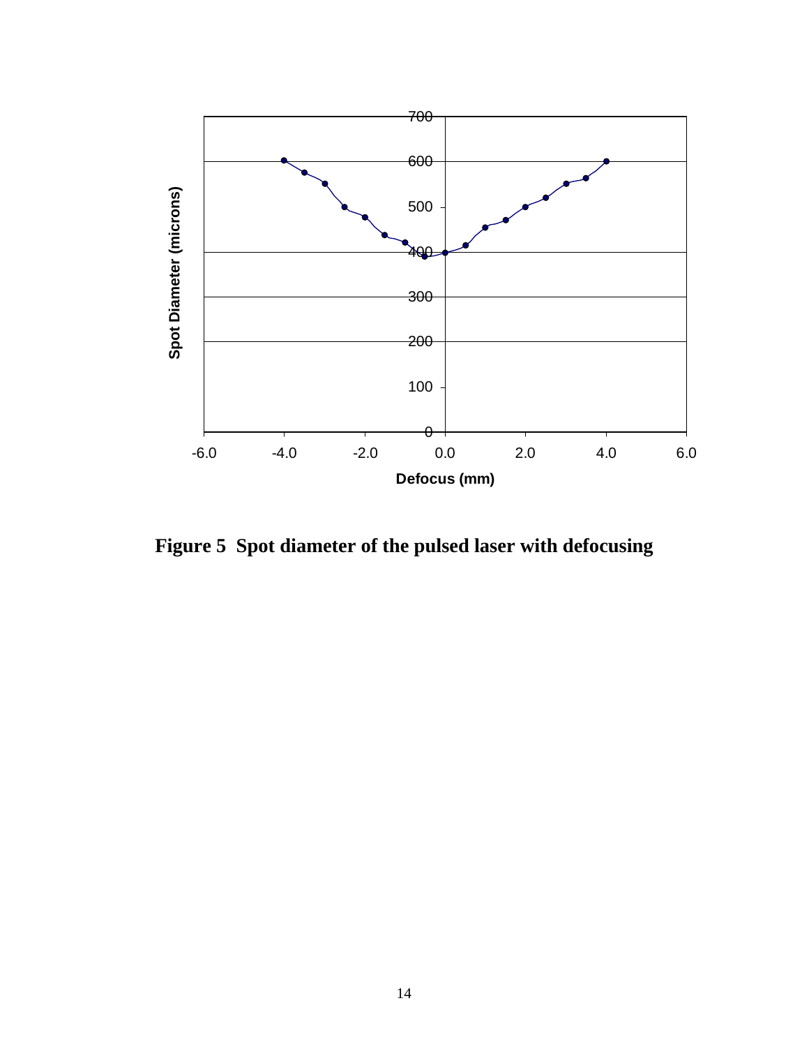**Figure 5 Spot diameter of the pulsed laser with defocusing**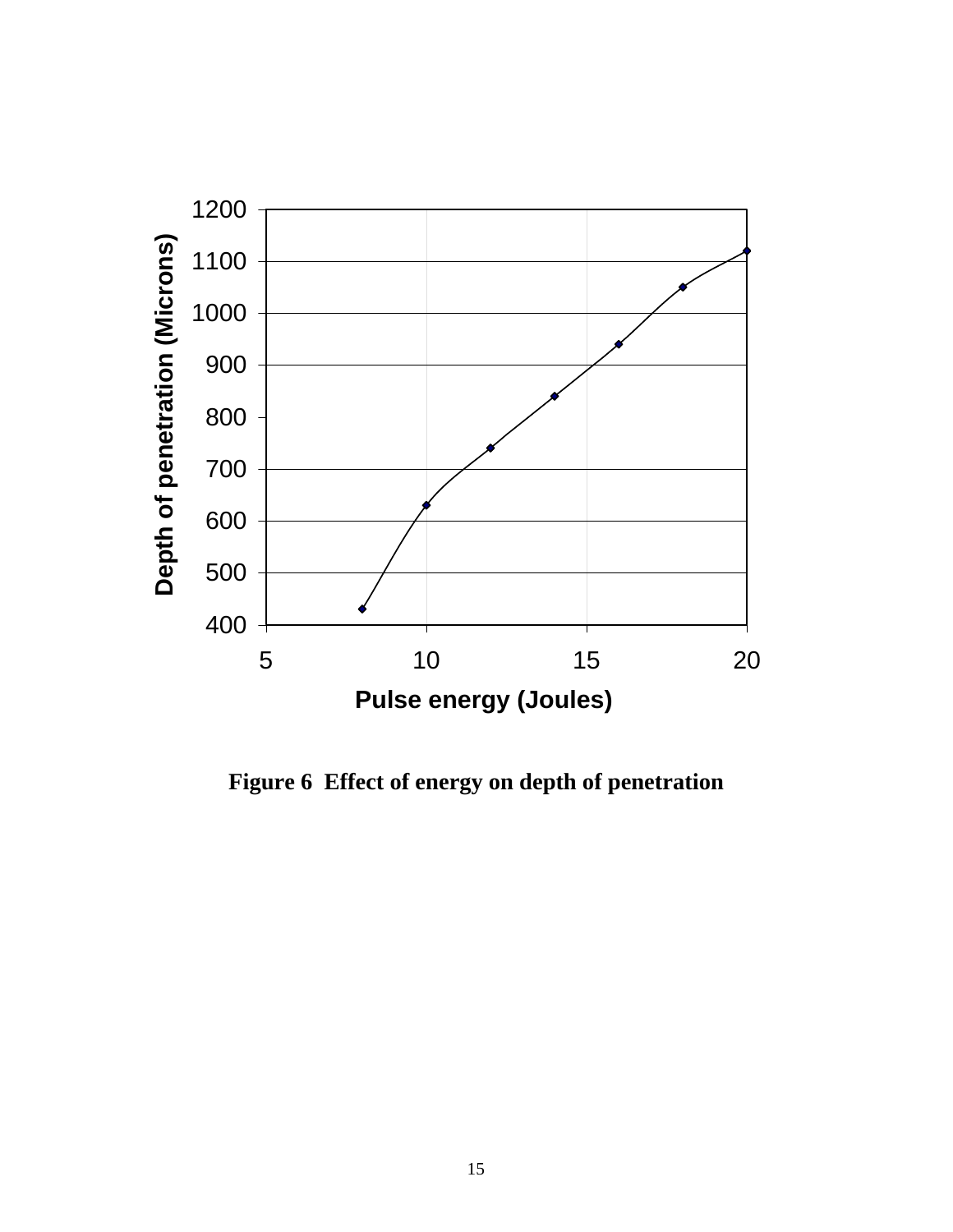**Figure 6 Effect of energy on depth of penetration**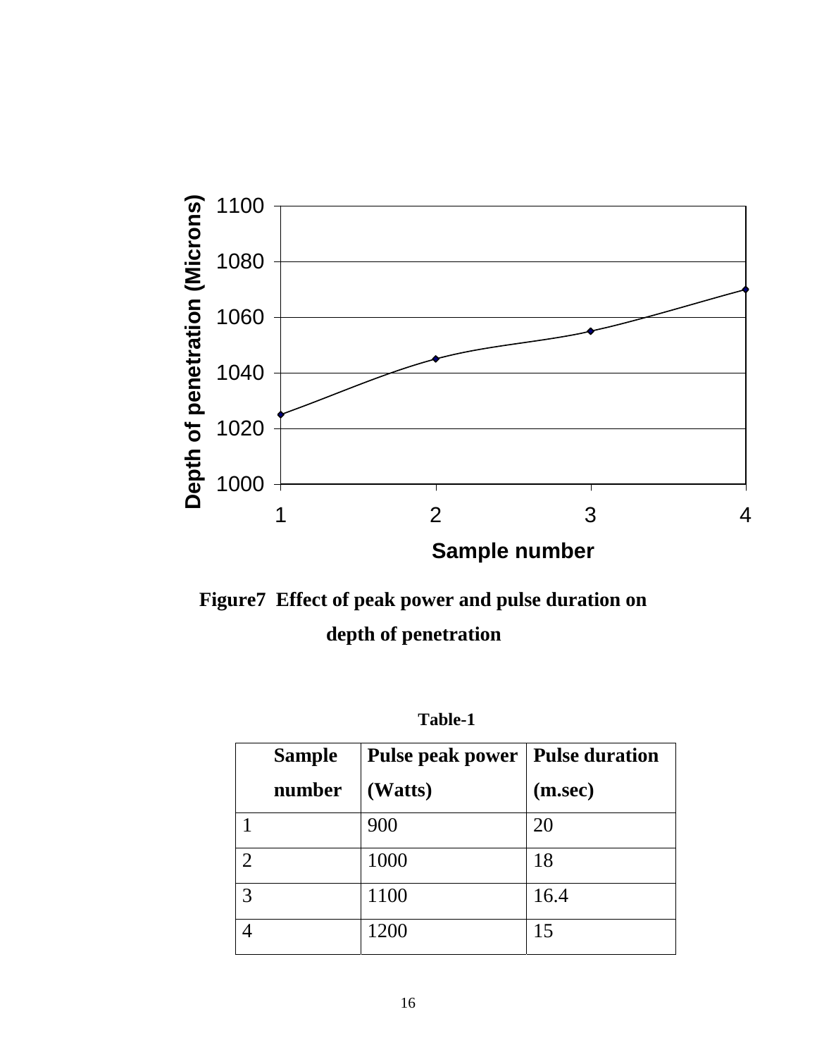**Figure7 Effect of peak power and pulse duration on depth of penetration**

**Table-1**

| Sample number | Pulse peak power (Watts) | Pulse duration (m.sec) |
|---|---|---|
| 1 | 900 | 20 |
| 2 | 1000 | 18 |
| 3 | 1100 | 16.4 |
| 4 | 1200 | 15 |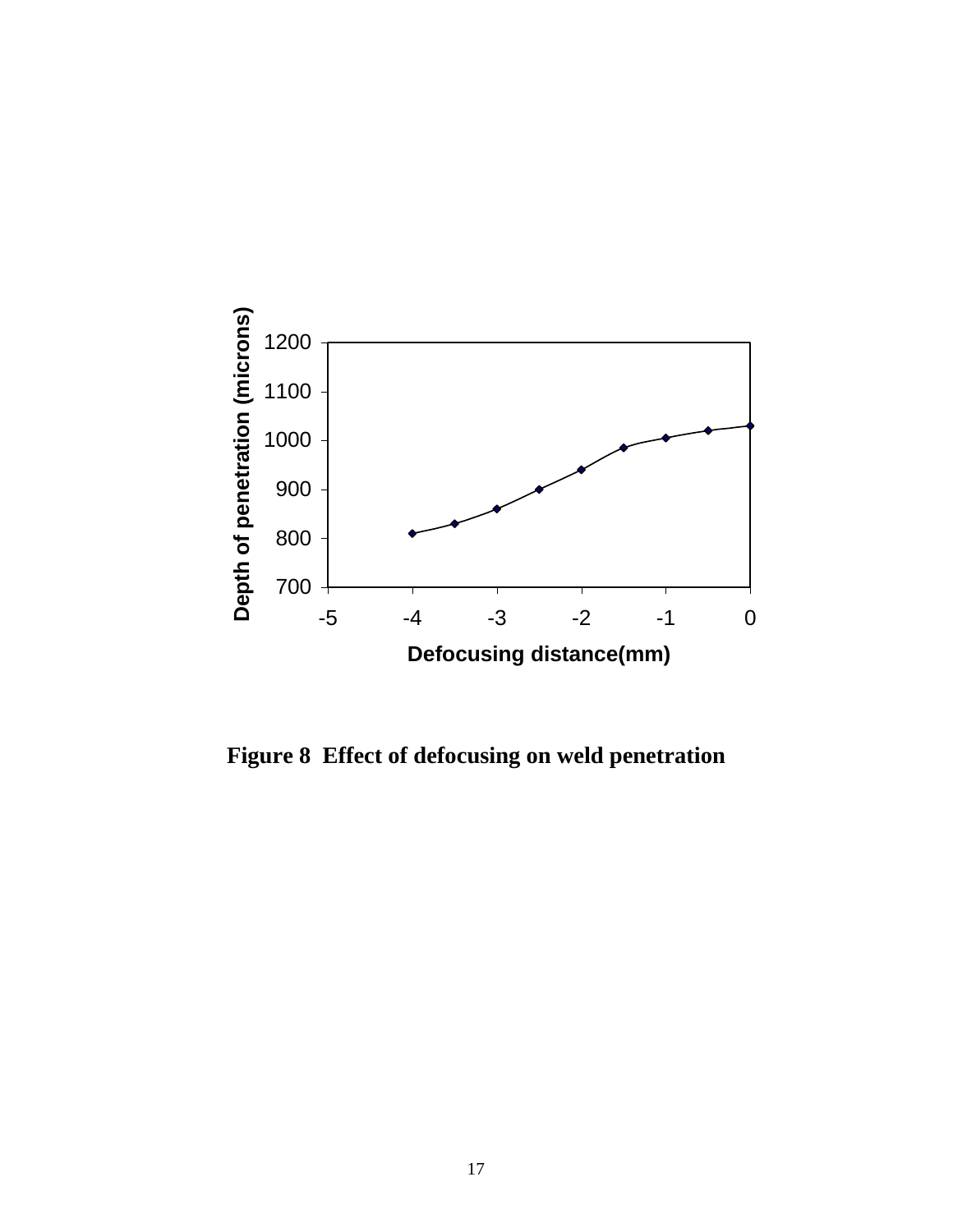**Figure 8 Effect of defocusing on weld penetration**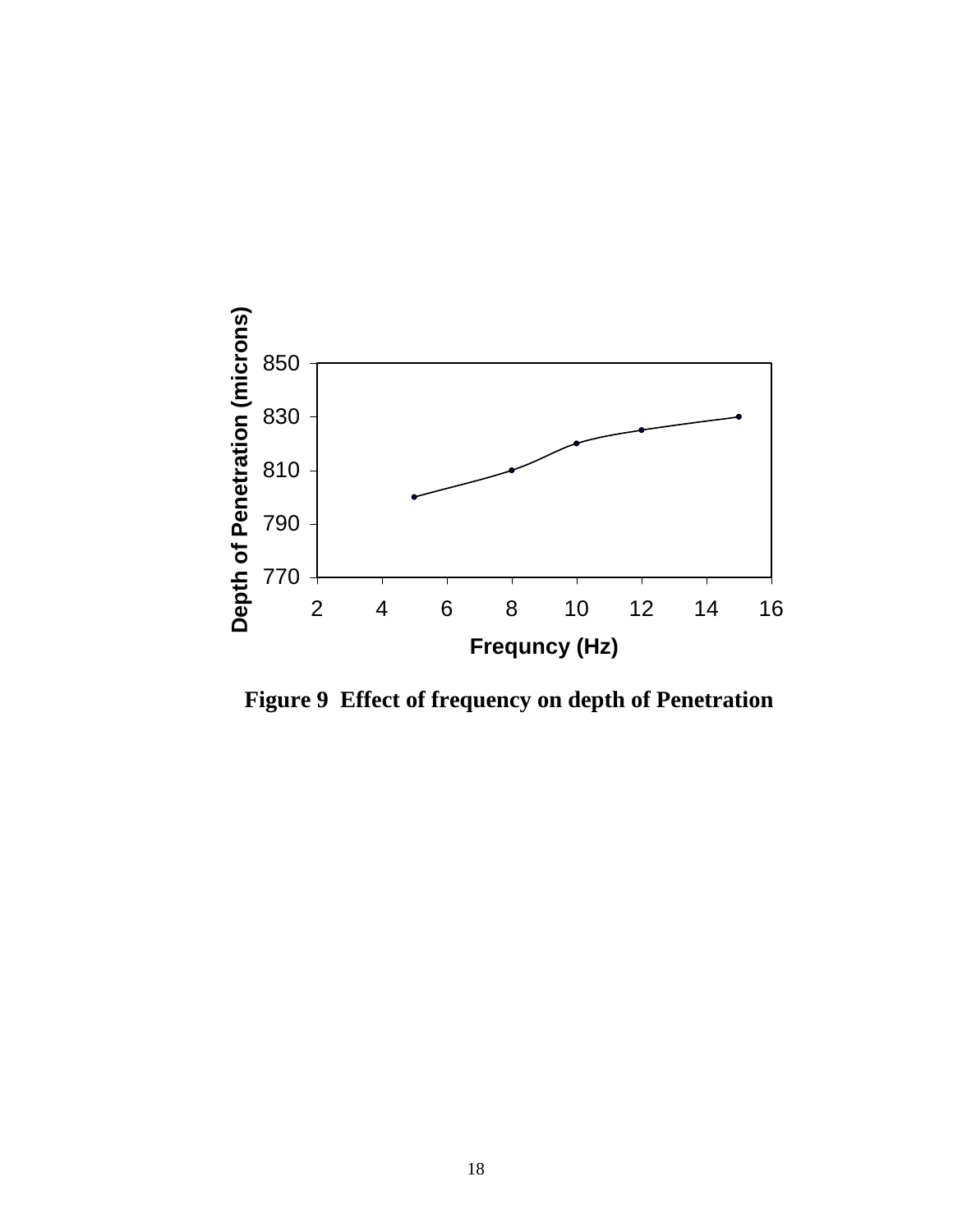**Figure 9 Effect of frequency on depth of Penetration**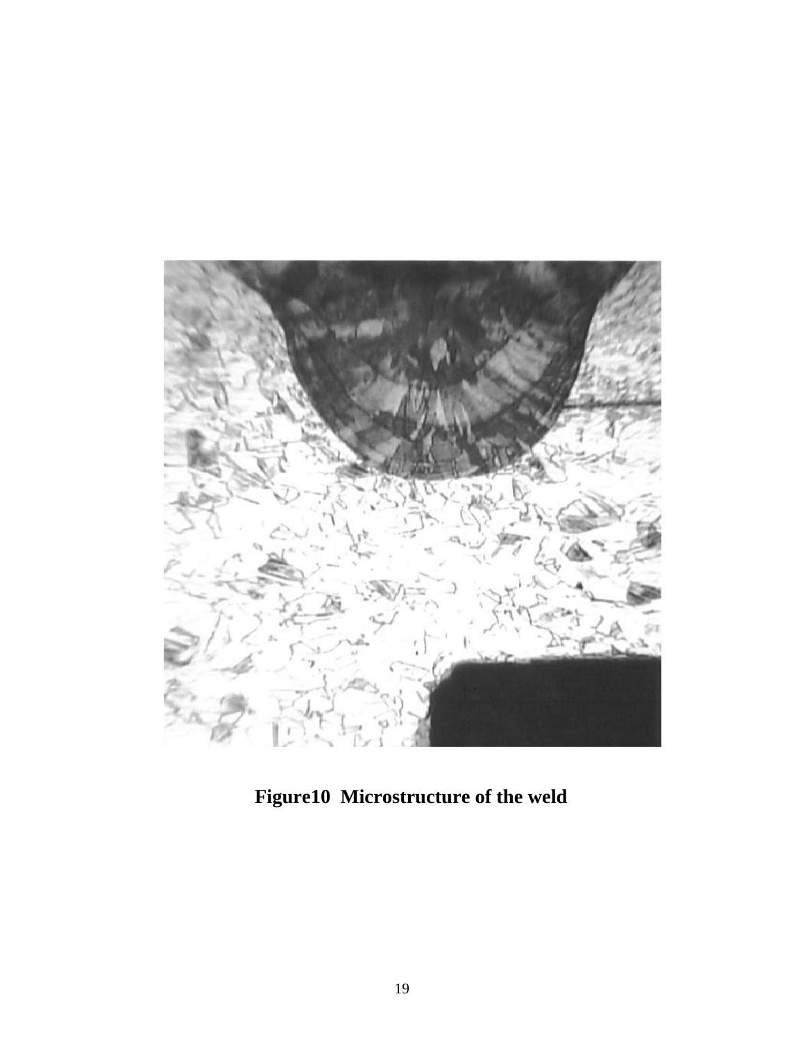**Figure10 Microstructure of the weld**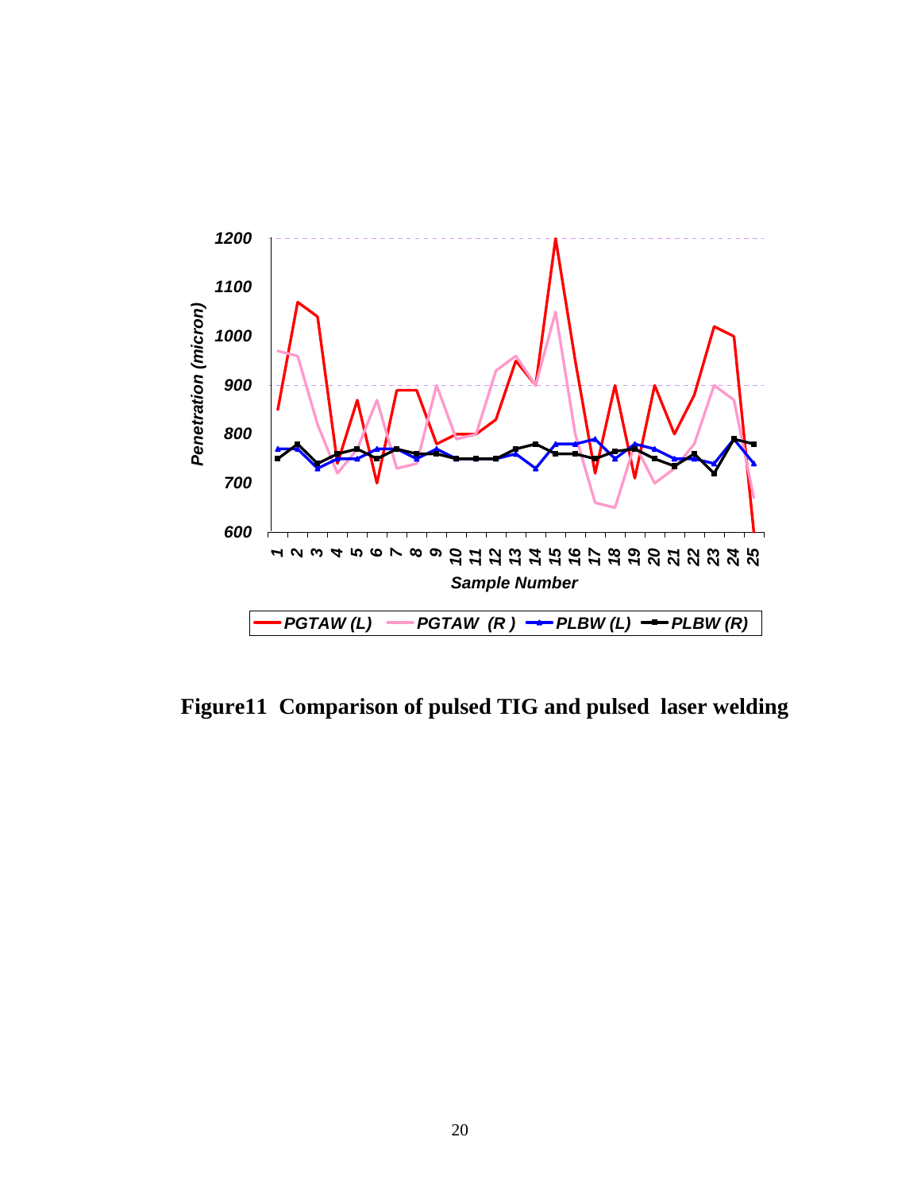**Figure11 Comparison of pulsed TIG and pulsed laser welding**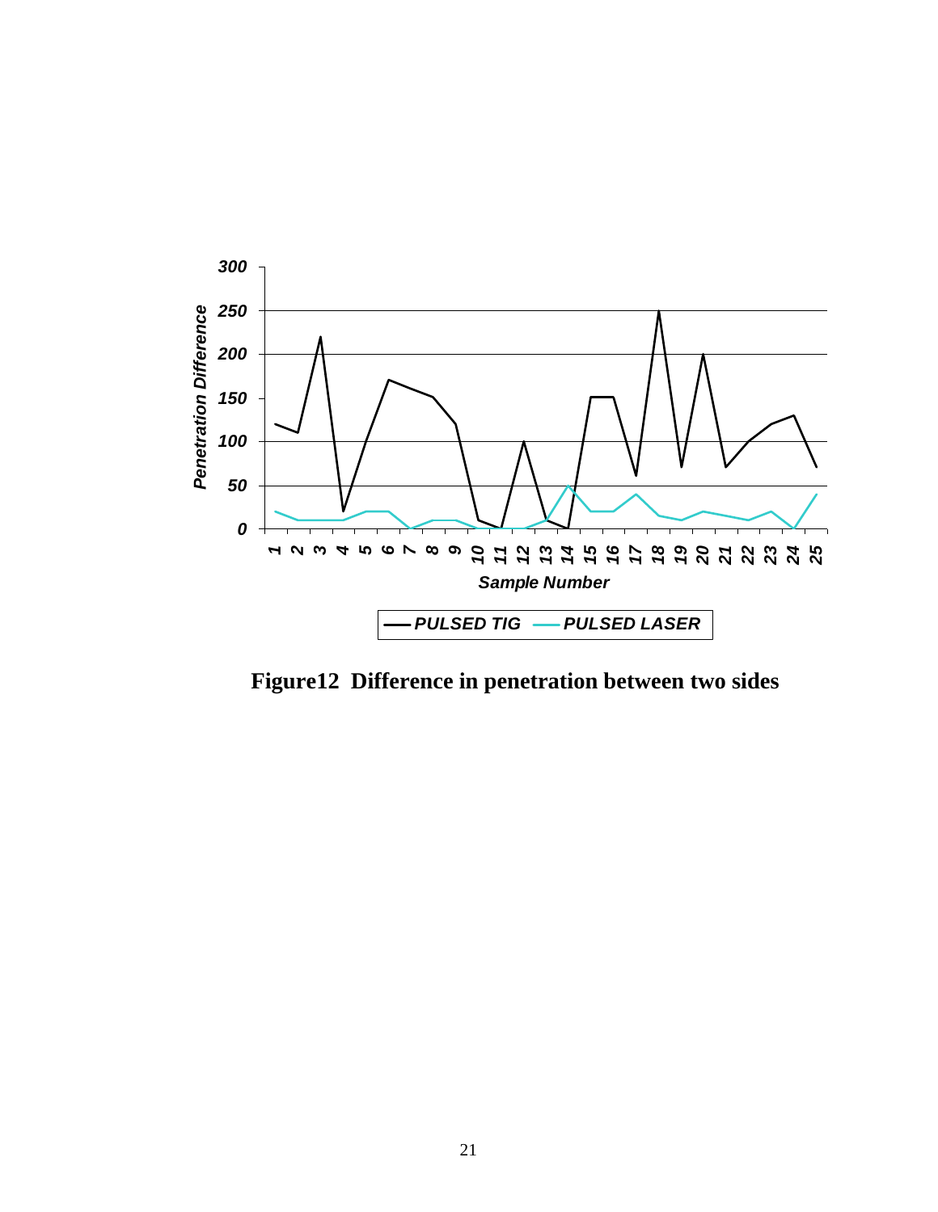300
250
200
150
100
50
0

Penetration Difference

1 2 3 4 5 6 7 8 9 10 11 12 13 14 15 16 17 18 19 20 21 22 23 24 25

Sample Number

PULSED TIG — PULSED LASER

**Figure12 Difference in penetration between two sides**